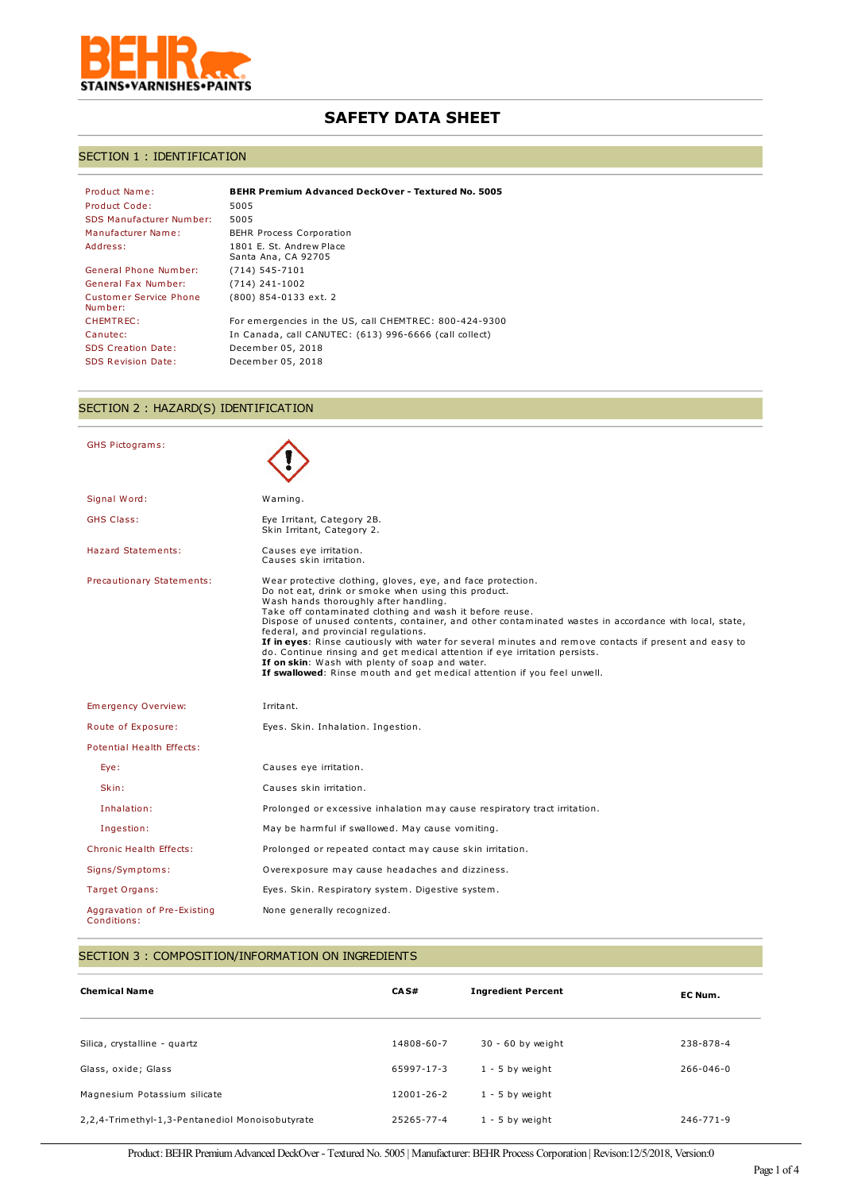BEHR STAINS•VARNISHES•PAINTS

# SAFETY DATA SHEET

## SECTION 1 : IDENTIFICATION

| | |
|---|---|
| Product Name: | **BEHR Premium Advanced DeckOver - Textured No. 5005** |
| Product Code: | 5005 |
| SDS Manufacturer Number: | 5005 |
| Manufacturer Name: | BEHR Process Corporation |
| Address: | 1801 E. St. Andrew Place<br>Santa Ana, CA 92705 |
| General Phone Number: | (714) 545-7101 |
| General Fax Number: | (714) 241-1002 |
| Customer Service Phone Number: | (800) 854-0133 ext. 2 |
| CHEMTREC: | For emergencies in the US, call CHEMTREC: 800-424-9300 |
| Canutec: | In Canada, call CANUTEC: (613) 996-6666 (call collect) |
| SDS Creation Date: | December 05, 2018 |
| SDS Revision Date: | December 05, 2018 |

## SECTION 2 : HAZARD(S) IDENTIFICATION

| | |
|---|---|
| GHS Pictograms: | (exclamation mark) |
| Signal Word: | Warning. |
| GHS Class: | Eye Irritant, Category 2B.<br>Skin Irritant, Category 2. |
| Hazard Statements: | Causes eye irritation.<br>Causes skin irritation. |
| Precautionary Statements: | Wear protective clothing, gloves, eye, and face protection.<br>Do not eat, drink or smoke when using this product.<br>Wash hands thoroughly after handling.<br>Take off contaminated clothing and wash it before reuse.<br>Dispose of unused contents, container, and other contaminated wastes in accordance with local, state, federal, and provincial regulations.<br>**If in eyes**: Rinse cautiously with water for several minutes and remove contacts if present and easy to do. Continue rinsing and get medical attention if eye irritation persists.<br>**If on skin**: Wash with plenty of soap and water.<br>**If swallowed**: Rinse mouth and get medical attention if you feel unwell. |
| Emergency Overview: | Irritant. |
| Route of Exposure: | Eyes. Skin. Inhalation. Ingestion. |
| Potential Health Effects: | |
| Eye: | Causes eye irritation. |
| Skin: | Causes skin irritation. |
| Inhalation: | Prolonged or excessive inhalation may cause respiratory tract irritation. |
| Ingestion: | May be harmful if swallowed. May cause vomiting. |
| Chronic Health Effects: | Prolonged or repeated contact may cause skin irritation. |
| Signs/Symptoms: | Overexposure may cause headaches and dizziness. |
| Target Organs: | Eyes. Skin. Respiratory system. Digestive system. |
| Aggravation of Pre-Existing Conditions: | None generally recognized. |

## SECTION 3 : COMPOSITION/INFORMATION ON INGREDIENTS

| Chemical Name | CAS# | Ingredient Percent | EC Num. |
|---|---|---|---|
| Silica, crystalline - quartz | 14808-60-7 | 30 - 60 by weight | 238-878-4 |
| Glass, oxide; Glass | 65997-17-3 | 1 - 5 by weight | 266-046-0 |
| Magnesium Potassium silicate | 12001-26-2 | 1 - 5 by weight | |
| 2,2,4-Trimethyl-1,3-Pentanediol Monoisobutyrate | 25265-77-4 | 1 - 5 by weight | 246-771-9 |

Product: BEHR Premium Advanced DeckOver - Textured No. 5005 | Manufacturer: BEHR Process Corporation | Revison:12/5/2018, Version:0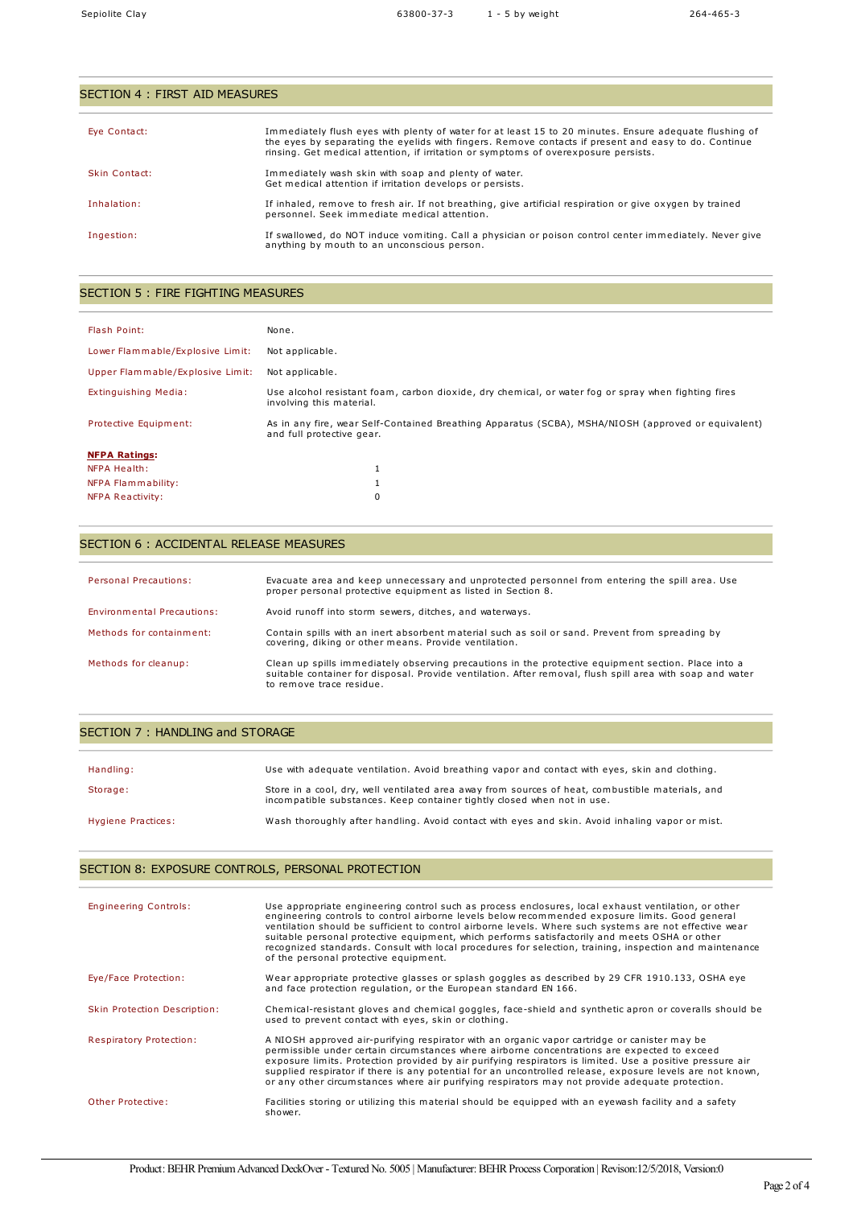| Sepiolite Clay | 63800-37-3 | 1 - 5 by weight | 264-465-3 |
|---|---|---|---|

## SECTION 4 : FIRST AID MEASURES

| | |
|---|---|
| Eye Contact: | Immediately flush eyes with plenty of water for at least 15 to 20 minutes. Ensure adequate flushing of the eyes by separating the eyelids with fingers. Remove contacts if present and easy to do. Continue rinsing. Get medical attention, if irritation or symptoms of overexposure persists. |
| Skin Contact: | Immediately wash skin with soap and plenty of water. Get medical attention if irritation develops or persists. |
| Inhalation: | If inhaled, remove to fresh air. If not breathing, give artificial respiration or give oxygen by trained personnel. Seek immediate medical attention. |
| Ingestion: | If swallowed, do NOT induce vomiting. Call a physician or poison control center immediately. Never give anything by mouth to an unconscious person. |

## SECTION 5 : FIRE FIGHTING MEASURES

| | |
|---|---|
| Flash Point: | None. |
| Lower Flammable/Explosive Limit: | Not applicable. |
| Upper Flammable/Explosive Limit: | Not applicable. |
| Extinguishing Media: | Use alcohol resistant foam, carbon dioxide, dry chemical, or water fog or spray when fighting fires involving this material. |
| Protective Equipment: | As in any fire, wear Self-Contained Breathing Apparatus (SCBA), MSHA/NIOSH (approved or equivalent) and full protective gear. |

**NFPA Ratings:**

| | |
|---|---|
| NFPA Health: | 1 |
| NFPA Flammability: | 1 |
| NFPA Reactivity: | 0 |

## SECTION 6 : ACCIDENTAL RELEASE MEASURES

| | |
|---|---|
| Personal Precautions: | Evacuate area and keep unnecessary and unprotected personnel from entering the spill area. Use proper personal protective equipment as listed in Section 8. |
| Environmental Precautions: | Avoid runoff into storm sewers, ditches, and waterways. |
| Methods for containment: | Contain spills with an inert absorbent material such as soil or sand. Prevent from spreading by covering, diking or other means. Provide ventilation. |
| Methods for cleanup: | Clean up spills immediately observing precautions in the protective equipment section. Place into a suitable container for disposal. Provide ventilation. After removal, flush spill area with soap and water to remove trace residue. |

## SECTION 7 : HANDLING and STORAGE

| | |
|---|---|
| Handling: | Use with adequate ventilation. Avoid breathing vapor and contact with eyes, skin and clothing. |
| Storage: | Store in a cool, dry, well ventilated area away from sources of heat, combustible materials, and incompatible substances. Keep container tightly closed when not in use. |
| Hygiene Practices: | Wash thoroughly after handling. Avoid contact with eyes and skin. Avoid inhaling vapor or mist. |

## SECTION 8: EXPOSURE CONTROLS, PERSONAL PROTECTION

| | |
|---|---|
| Engineering Controls: | Use appropriate engineering control such as process enclosures, local exhaust ventilation, or other engineering controls to control airborne levels below recommended exposure limits. Good general ventilation should be sufficient to control airborne levels. Where such systems are not effective wear suitable personal protective equipment, which performs satisfactorily and meets OSHA or other recognized standards. Consult with local procedures for selection, training, inspection and maintenance of the personal protective equipment. |
| Eye/Face Protection: | Wear appropriate protective glasses or splash goggles as described by 29 CFR 1910.133, OSHA eye and face protection regulation, or the European standard EN 166. |
| Skin Protection Description: | Chemical-resistant gloves and chemical goggles, face-shield and synthetic apron or coveralls should be used to prevent contact with eyes, skin or clothing. |
| Respiratory Protection: | A NIOSH approved air-purifying respirator with an organic vapor cartridge or canister may be permissible under certain circumstances where airborne concentrations are expected to exceed exposure limits. Protection provided by air purifying respirators is limited. Use a positive pressure air supplied respirator if there is any potential for an uncontrolled release, exposure levels are not known, or any other circumstances where air purifying respirators may not provide adequate protection. |
| Other Protective: | Facilities storing or utilizing this material should be equipped with an eyewash facility and a safety shower. |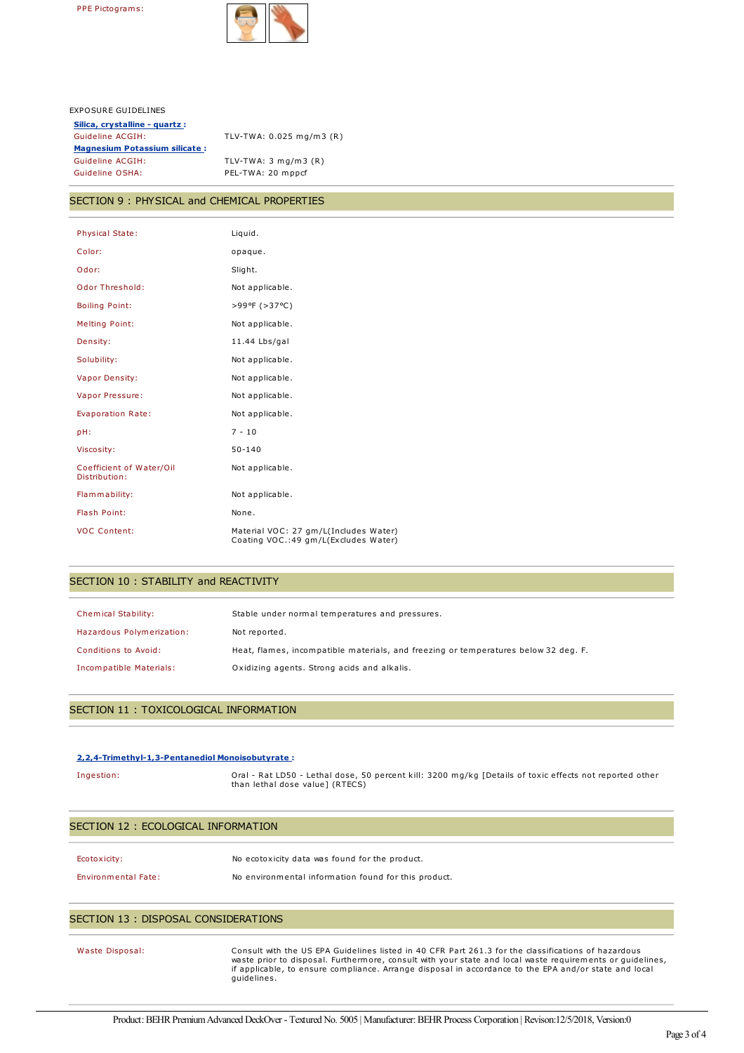PPE Pictograms:

EXPOSURE GUIDELINES

**Silica, crystalline - quartz :**

| | |
|---|---|
| Guideline ACGIH: | TLV-TWA: 0.025 mg/m3 (R) |

**Magnesium Potassium silicate :**

| | |
|---|---|
| Guideline ACGIH: | TLV-TWA: 3 mg/m3 (R) |
| Guideline OSHA: | PEL-TWA: 20 mppcf |

## SECTION 9 : PHYSICAL and CHEMICAL PROPERTIES

| | |
|---|---|
| Physical State: | Liquid. |
| Color: | opaque. |
| Odor: | Slight. |
| Odor Threshold: | Not applicable. |
| Boiling Point: | >99°F (>37°C) |
| Melting Point: | Not applicable. |
| Density: | 11.44 Lbs/gal |
| Solubility: | Not applicable. |
| Vapor Density: | Not applicable. |
| Vapor Pressure: | Not applicable. |
| Evaporation Rate: | Not applicable. |
| pH: | 7 - 10 |
| Viscosity: | 50-140 |
| Coefficient of Water/Oil Distribution: | Not applicable. |
| Flammability: | Not applicable. |
| Flash Point: | None. |
| VOC Content: | Material VOC: 27 gm/L(Includes Water)<br>Coating VOC.:49 gm/L(Excludes Water) |

## SECTION 10 : STABILITY and REACTIVITY

| | |
|---|---|
| Chemical Stability: | Stable under normal temperatures and pressures. |
| Hazardous Polymerization: | Not reported. |
| Conditions to Avoid: | Heat, flames, incompatible materials, and freezing or temperatures below 32 deg. F. |
| Incompatible Materials: | Oxidizing agents. Strong acids and alkalis. |

## SECTION 11 : TOXICOLOGICAL INFORMATION

**2,2,4-Trimethyl-1,3-Pentanediol Monoisobutyrate :**

| | |
|---|---|
| Ingestion: | Oral - Rat LD50 - Lethal dose, 50 percent kill: 3200 mg/kg [Details of toxic effects not reported other than lethal dose value] (RTECS) |

## SECTION 12 : ECOLOGICAL INFORMATION

| | |
|---|---|
| Ecotoxicity: | No ecotoxicity data was found for the product. |
| Environmental Fate: | No environmental information found for this product. |

## SECTION 13 : DISPOSAL CONSIDERATIONS

| | |
|---|---|
| Waste Disposal: | Consult with the US EPA Guidelines listed in 40 CFR Part 261.3 for the classifications of hazardous waste prior to disposal. Furthermore, consult with your state and local waste requirements or guidelines, if applicable, to ensure compliance. Arrange disposal in accordance to the EPA and/or state and local guidelines. |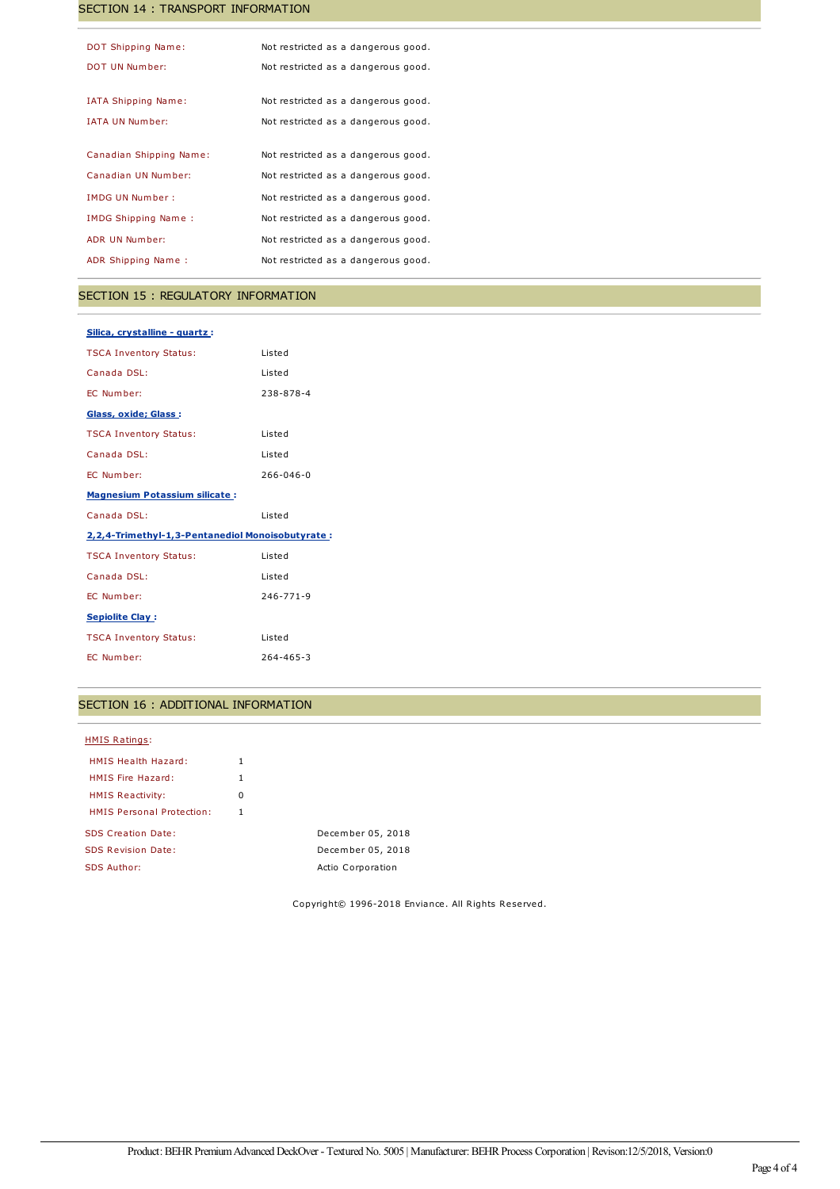## SECTION 14 : TRANSPORT INFORMATION

| | |
|---|---|
| DOT Shipping Name: | Not restricted as a dangerous good. |
| DOT UN Number: | Not restricted as a dangerous good. |
| IATA Shipping Name: | Not restricted as a dangerous good. |
| IATA UN Number: | Not restricted as a dangerous good. |
| Canadian Shipping Name: | Not restricted as a dangerous good. |
| Canadian UN Number: | Not restricted as a dangerous good. |
| IMDG UN Number : | Not restricted as a dangerous good. |
| IMDG Shipping Name : | Not restricted as a dangerous good. |
| ADR UN Number: | Not restricted as a dangerous good. |
| ADR Shipping Name : | Not restricted as a dangerous good. |

## SECTION 15 : REGULATORY INFORMATION

**Silica, crystalline - quartz :**

| | |
|---|---|
| TSCA Inventory Status: | Listed |
| Canada DSL: | Listed |
| EC Number: | 238-878-4 |

**Glass, oxide; Glass :**

| | |
|---|---|
| TSCA Inventory Status: | Listed |
| Canada DSL: | Listed |
| EC Number: | 266-046-0 |

**Magnesium Potassium silicate :**

| | |
|---|---|
| Canada DSL: | Listed |

**2,2,4-Trimethyl-1,3-Pentanediol Monoisobutyrate :**

| | |
|---|---|
| TSCA Inventory Status: | Listed |
| Canada DSL: | Listed |
| EC Number: | 246-771-9 |

**Sepiolite Clay :**

| | |
|---|---|
| TSCA Inventory Status: | Listed |
| EC Number: | 264-465-3 |

## SECTION 16 : ADDITIONAL INFORMATION

HMIS Ratings:

| | |
|---|---|
| HMIS Health Hazard: | 1 |
| HMIS Fire Hazard: | 1 |
| HMIS Reactivity: | 0 |
| HMIS Personal Protection: | 1 |

| | |
|---|---|
| SDS Creation Date: | December 05, 2018 |
| SDS Revision Date: | December 05, 2018 |
| SDS Author: | Actio Corporation |

Copyright© 1996-2018 Enviance. All Rights Reserved.

Product: BEHR Premium Advanced DeckOver - Textured No. 5005 | Manufacturer: BEHR Process Corporation | Revison:12/5/2018, Version:0